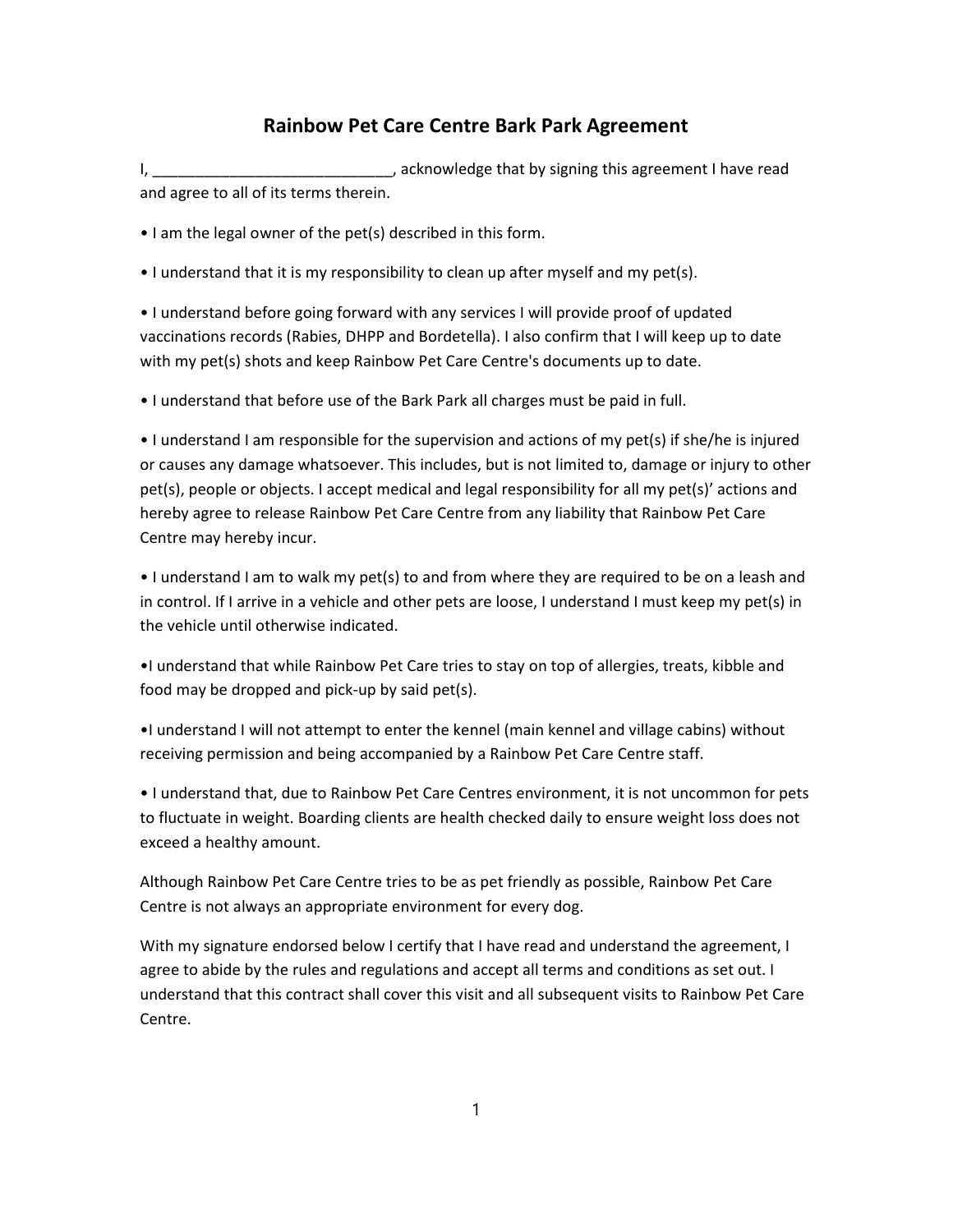# Rainbow Pet Care Centre Bark Park Agreement

I, ____________________________, acknowledge that by signing this agreement I have read and agree to all of its terms therein.

• I am the legal owner of the pet(s) described in this form.

• I understand that it is my responsibility to clean up after myself and my pet(s).

• I understand before going forward with any services I will provide proof of updated vaccinations records (Rabies, DHPP and Bordetella). I also confirm that I will keep up to date with my pet(s) shots and keep Rainbow Pet Care Centre's documents up to date.

• I understand that before use of the Bark Park all charges must be paid in full.

• I understand I am responsible for the supervision and actions of my pet(s) if she/he is injured or causes any damage whatsoever. This includes, but is not limited to, damage or injury to other pet(s), people or objects. I accept medical and legal responsibility for all my pet(s)' actions and hereby agree to release Rainbow Pet Care Centre from any liability that Rainbow Pet Care Centre may hereby incur.

• I understand I am to walk my pet(s) to and from where they are required to be on a leash and in control. If I arrive in a vehicle and other pets are loose, I understand I must keep my pet(s) in the vehicle until otherwise indicated.

•I understand that while Rainbow Pet Care tries to stay on top of allergies, treats, kibble and food may be dropped and pick-up by said pet(s).

•I understand I will not attempt to enter the kennel (main kennel and village cabins) without receiving permission and being accompanied by a Rainbow Pet Care Centre staff.

• I understand that, due to Rainbow Pet Care Centres environment, it is not uncommon for pets to fluctuate in weight. Boarding clients are health checked daily to ensure weight loss does not exceed a healthy amount.

Although Rainbow Pet Care Centre tries to be as pet friendly as possible, Rainbow Pet Care Centre is not always an appropriate environment for every dog.

With my signature endorsed below I certify that I have read and understand the agreement, I agree to abide by the rules and regulations and accept all terms and conditions as set out. I understand that this contract shall cover this visit and all subsequent visits to Rainbow Pet Care Centre.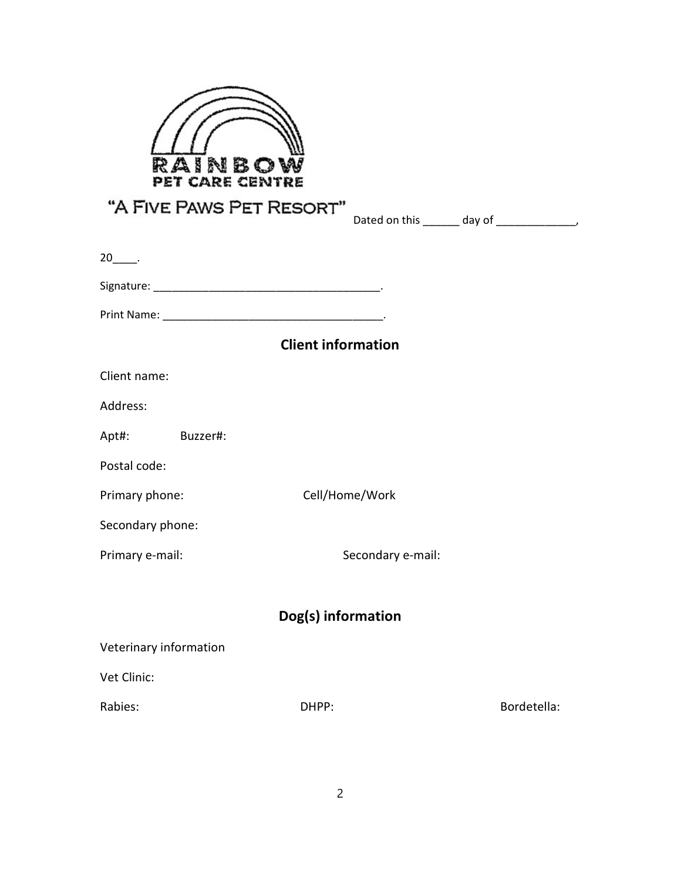RAINBOW PET CARE CENTRE

"A FIVE PAWS PET RESORT"

Dated on this ______ day of _____________, 20____.

Signature: ______________________________________.

Print Name: ____________________________________.

## Client information

Client name:

Address:

Apt#: Buzzer#:

Postal code:

Primary phone: Cell/Home/Work

Secondary phone:

Primary e-mail: Secondary e-mail:

## Dog(s) information

Veterinary information

Vet Clinic:

Rabies: DHPP: Bordetella: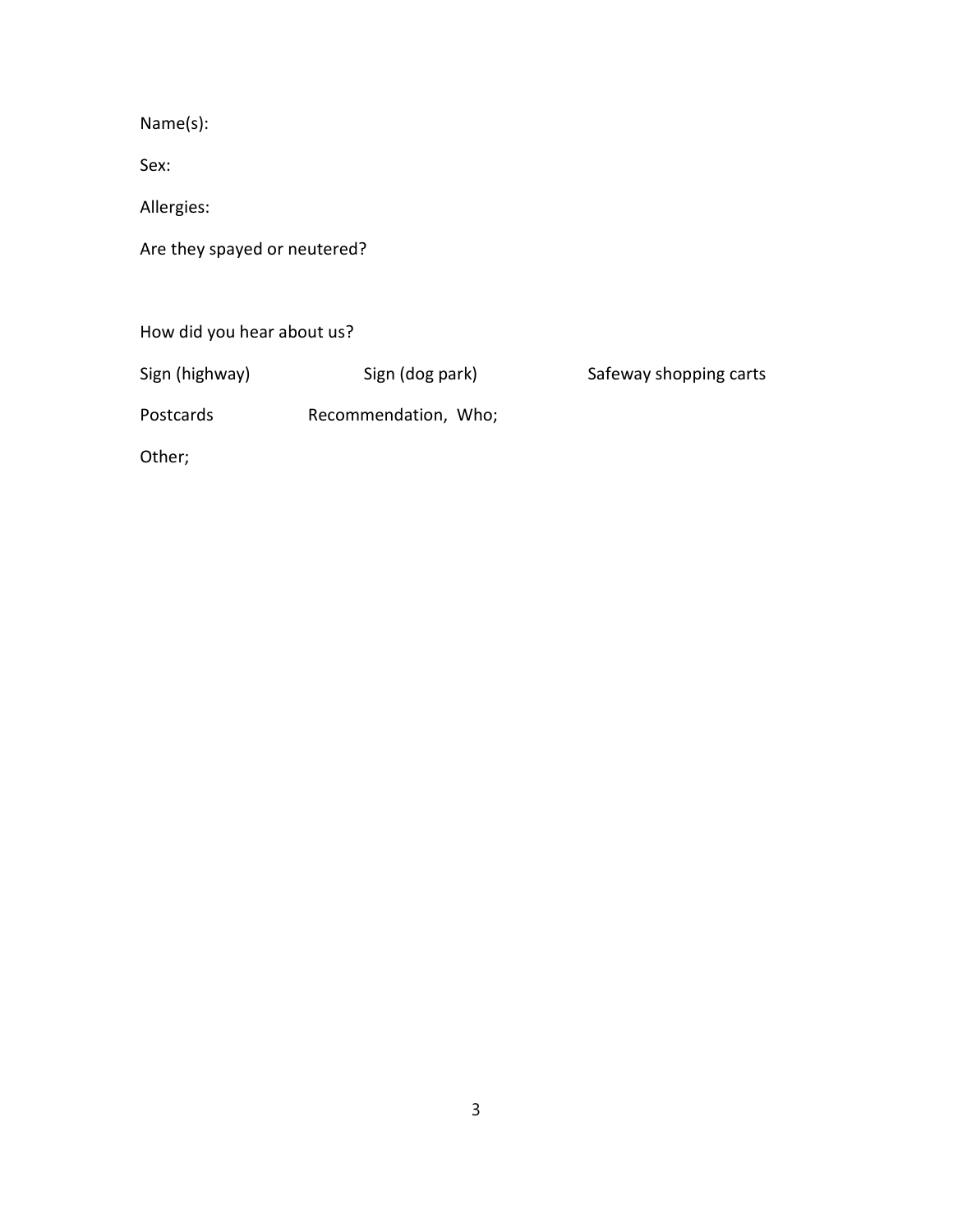Name(s):

Sex:

Allergies:

Are they spayed or neutered?

How did you hear about us?

Sign (highway) Sign (dog park) Safeway shopping carts

Postcards Recommendation, Who;

Other;